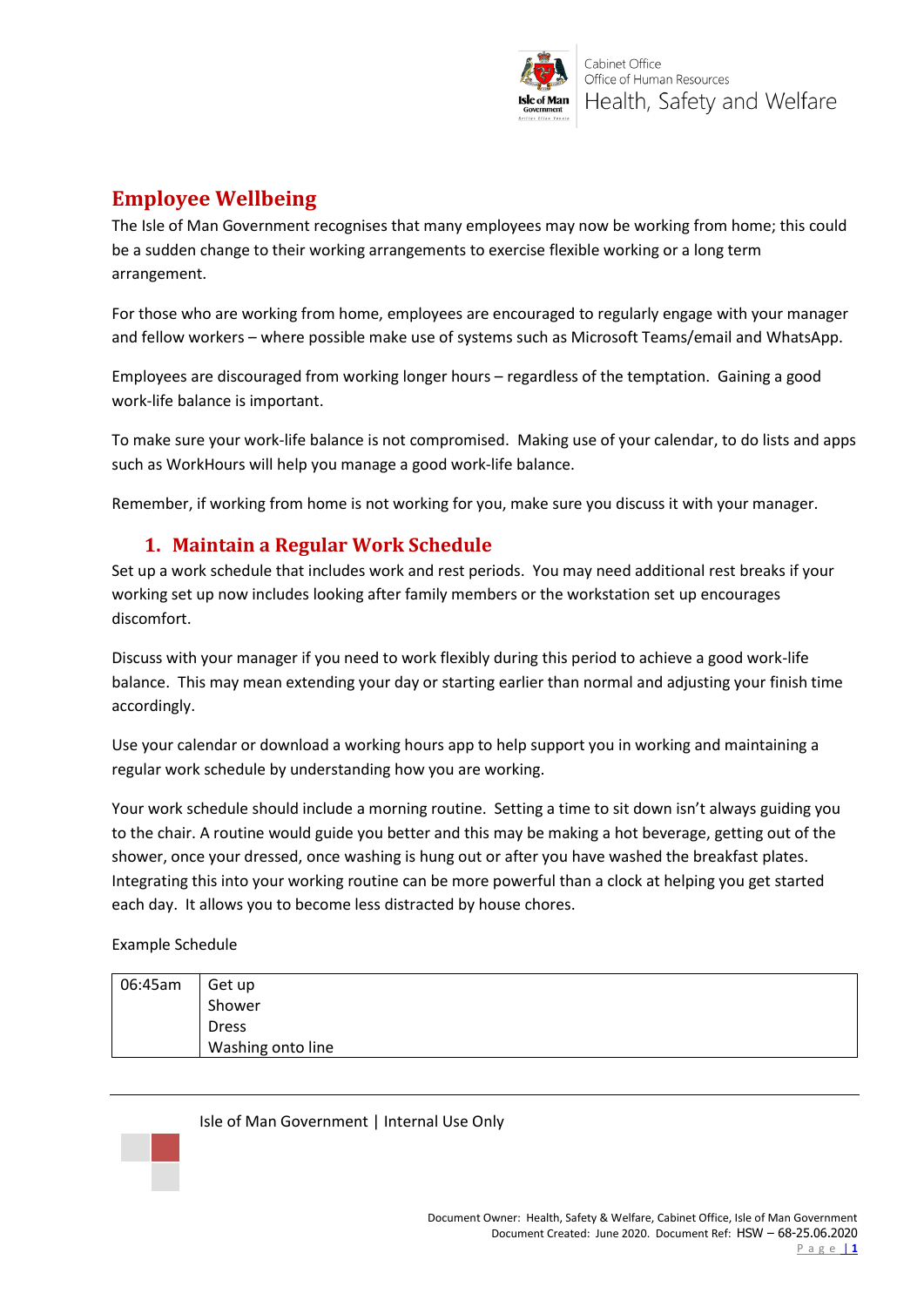# Employee Wellbeing

The Isle of Man Government recognises that many employees may now be working from home; this could be a sudden change to their working arrangements to exercise flexible working or a long term arrangement.

For those who are working from home, employees are encouraged to regularly engage with your manager and fellow workers – where possible make use of systems such as Microsoft Teams/email and WhatsApp.

Employees are discouraged from working longer hours – regardless of the temptation. Gaining a good work-life balance is important.

To make sure your work-life balance is not compromised. Making use of your calendar, to do lists and apps such as WorkHours will help you manage a good work-life balance.

Remember, if working from home is not working for you, make sure you discuss it with your manager.

## 1. Maintain a Regular Work Schedule

Set up a work schedule that includes work and rest periods. You may need additional rest breaks if your working set up now includes looking after family members or the workstation set up encourages discomfort.

Discuss with your manager if you need to work flexibly during this period to achieve a good work-life balance. This may mean extending your day or starting earlier than normal and adjusting your finish time accordingly.

Use your calendar or download a working hours app to help support you in working and maintaining a regular work schedule by understanding how you are working.

Your work schedule should include a morning routine. Setting a time to sit down isn't always guiding you to the chair. A routine would guide you better and this may be making a hot beverage, getting out of the shower, once your dressed, once washing is hung out or after you have washed the breakfast plates. Integrating this into your working routine can be more powerful than a clock at helping you get started each day. It allows you to become less distracted by house chores.

Example Schedule

| | |
|---|---|
| 06:45am | Get up<br>Shower<br>Dress<br>Washing onto line |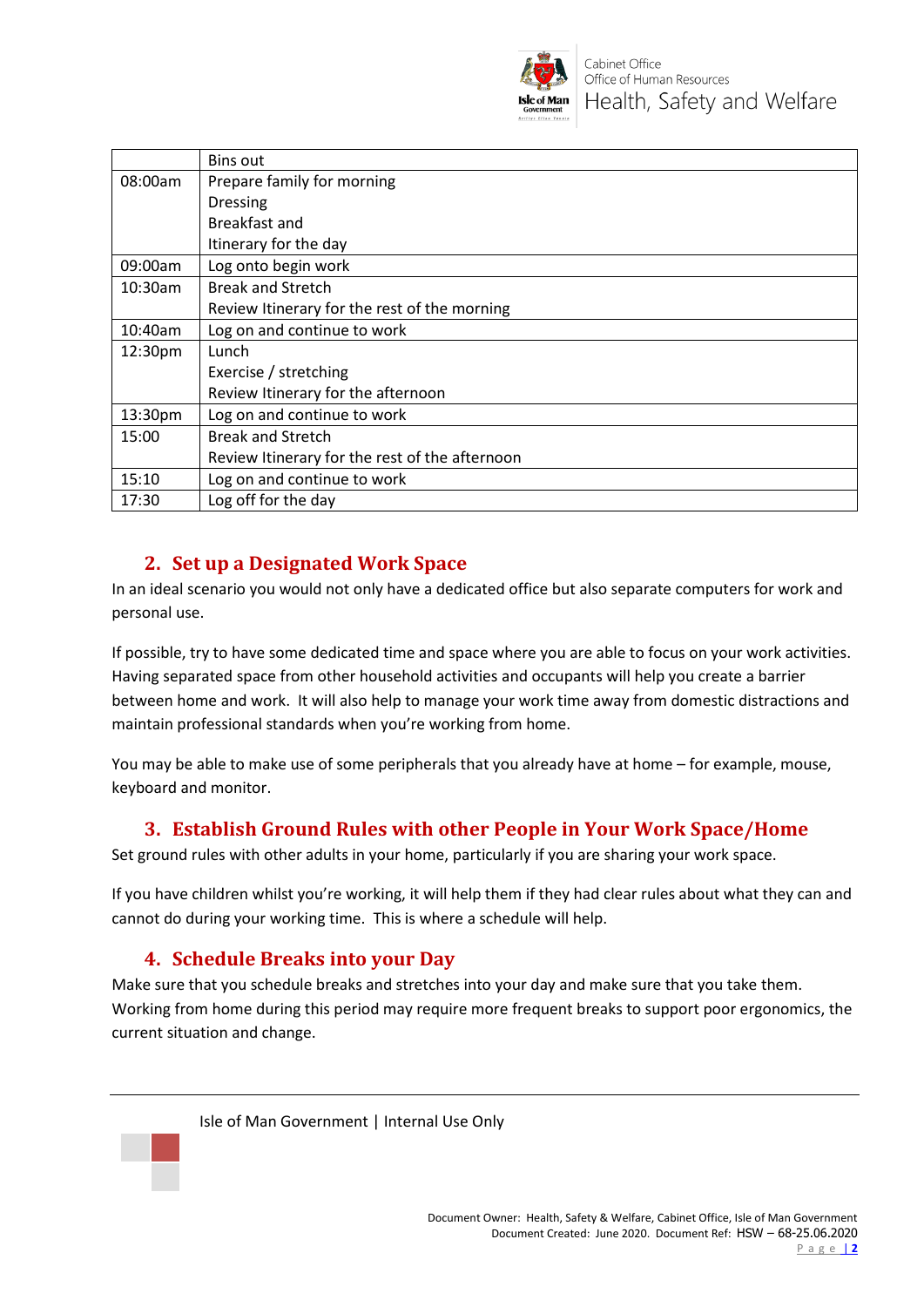| | |
|---|---|
| | Bins out |
| 08:00am | Prepare family for morning<br>Dressing<br>Breakfast and<br>Itinerary for the day |
| 09:00am | Log onto begin work |
| 10:30am | Break and Stretch<br>Review Itinerary for the rest of the morning |
| 10:40am | Log on and continue to work |
| 12:30pm | Lunch<br>Exercise / stretching<br>Review Itinerary for the afternoon |
| 13:30pm | Log on and continue to work |
| 15:00 | Break and Stretch<br>Review Itinerary for the rest of the afternoon |
| 15:10 | Log on and continue to work |
| 17:30 | Log off for the day |

## 2. Set up a Designated Work Space

In an ideal scenario you would not only have a dedicated office but also separate computers for work and personal use.

If possible, try to have some dedicated time and space where you are able to focus on your work activities. Having separated space from other household activities and occupants will help you create a barrier between home and work. It will also help to manage your work time away from domestic distractions and maintain professional standards when you're working from home.

You may be able to make use of some peripherals that you already have at home – for example, mouse, keyboard and monitor.

## 3. Establish Ground Rules with other People in Your Work Space/Home

Set ground rules with other adults in your home, particularly if you are sharing your work space.

If you have children whilst you're working, it will help them if they had clear rules about what they can and cannot do during your working time. This is where a schedule will help.

## 4. Schedule Breaks into your Day

Make sure that you schedule breaks and stretches into your day and make sure that you take them. Working from home during this period may require more frequent breaks to support poor ergonomics, the current situation and change.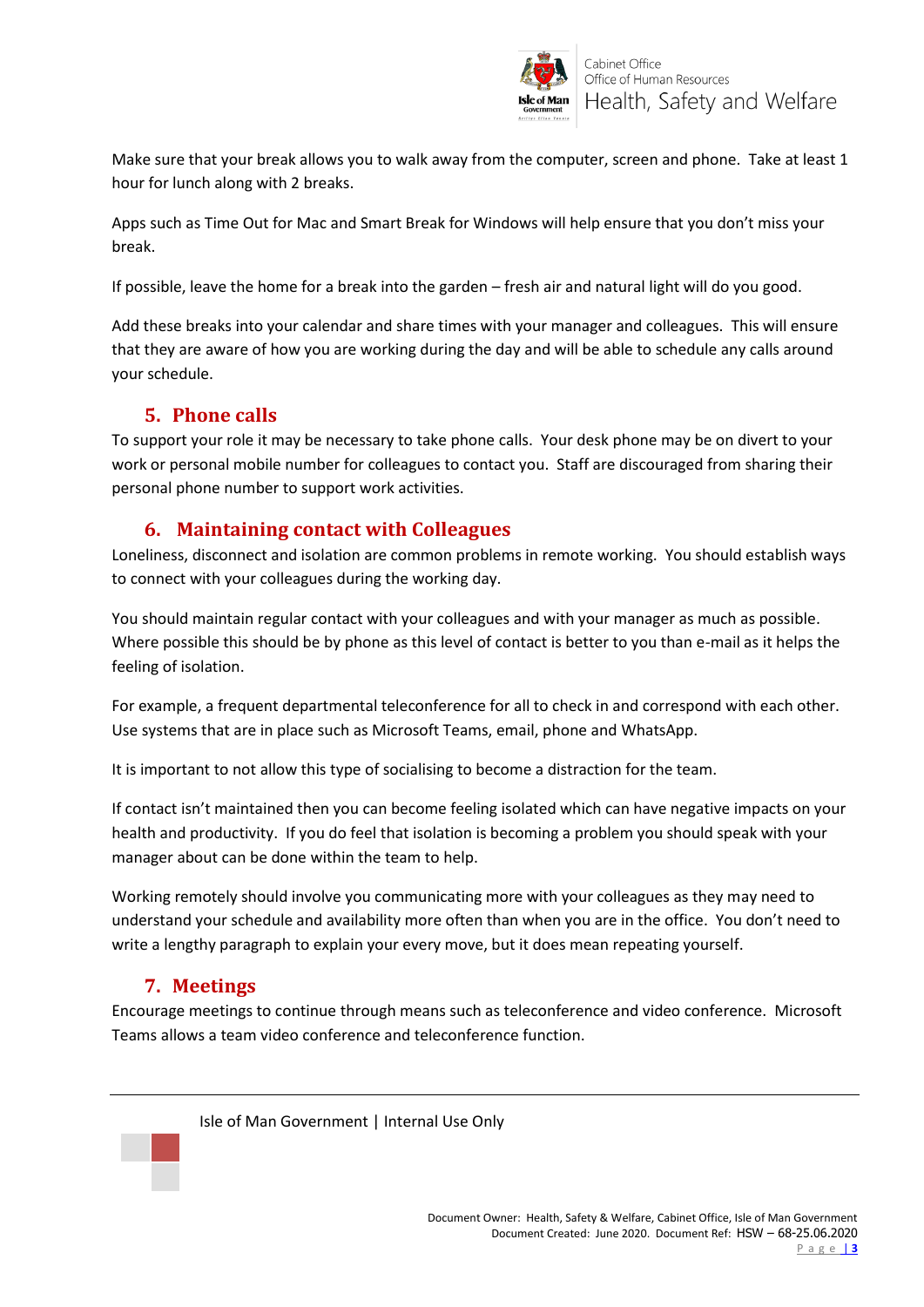Make sure that your break allows you to walk away from the computer, screen and phone. Take at least 1 hour for lunch along with 2 breaks.

Apps such as Time Out for Mac and Smart Break for Windows will help ensure that you don't miss your break.

If possible, leave the home for a break into the garden – fresh air and natural light will do you good.

Add these breaks into your calendar and share times with your manager and colleagues. This will ensure that they are aware of how you are working during the day and will be able to schedule any calls around your schedule.

## 5. Phone calls

To support your role it may be necessary to take phone calls. Your desk phone may be on divert to your work or personal mobile number for colleagues to contact you. Staff are discouraged from sharing their personal phone number to support work activities.

## 6. Maintaining contact with Colleagues

Loneliness, disconnect and isolation are common problems in remote working. You should establish ways to connect with your colleagues during the working day.

You should maintain regular contact with your colleagues and with your manager as much as possible. Where possible this should be by phone as this level of contact is better to you than e-mail as it helps the feeling of isolation.

For example, a frequent departmental teleconference for all to check in and correspond with each other. Use systems that are in place such as Microsoft Teams, email, phone and WhatsApp.

It is important to not allow this type of socialising to become a distraction for the team.

If contact isn't maintained then you can become feeling isolated which can have negative impacts on your health and productivity. If you do feel that isolation is becoming a problem you should speak with your manager about can be done within the team to help.

Working remotely should involve you communicating more with your colleagues as they may need to understand your schedule and availability more often than when you are in the office. You don't need to write a lengthy paragraph to explain your every move, but it does mean repeating yourself.

## 7. Meetings

Encourage meetings to continue through means such as teleconference and video conference. Microsoft Teams allows a team video conference and teleconference function.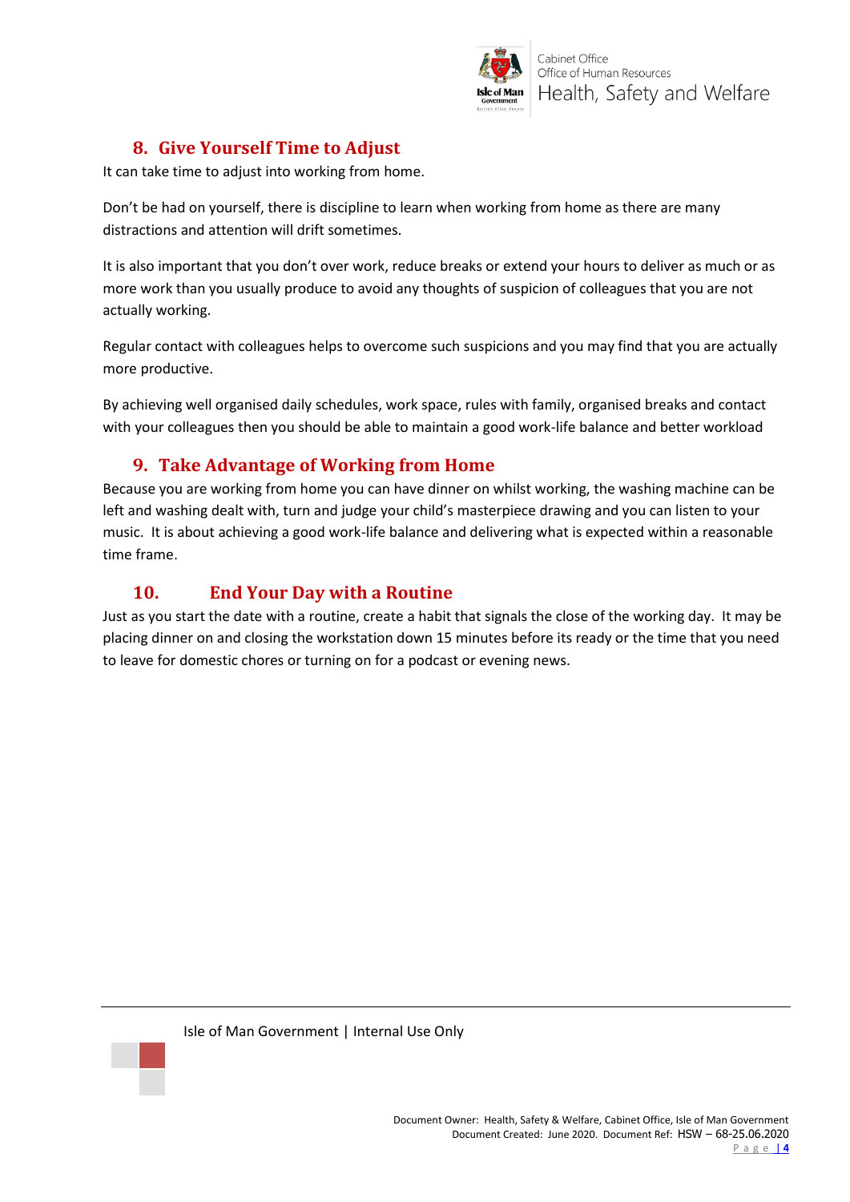## 8. Give Yourself Time to Adjust

It can take time to adjust into working from home.

Don't be had on yourself, there is discipline to learn when working from home as there are many distractions and attention will drift sometimes.

It is also important that you don't over work, reduce breaks or extend your hours to deliver as much or as more work than you usually produce to avoid any thoughts of suspicion of colleagues that you are not actually working.

Regular contact with colleagues helps to overcome such suspicions and you may find that you are actually more productive.

By achieving well organised daily schedules, work space, rules with family, organised breaks and contact with your colleagues then you should be able to maintain a good work-life balance and better workload

## 9. Take Advantage of Working from Home

Because you are working from home you can have dinner on whilst working, the washing machine can be left and washing dealt with, turn and judge your child's masterpiece drawing and you can listen to your music. It is about achieving a good work-life balance and delivering what is expected within a reasonable time frame.

## 10. End Your Day with a Routine

Just as you start the date with a routine, create a habit that signals the close of the working day. It may be placing dinner on and closing the workstation down 15 minutes before its ready or the time that you need to leave for domestic chores or turning on for a podcast or evening news.